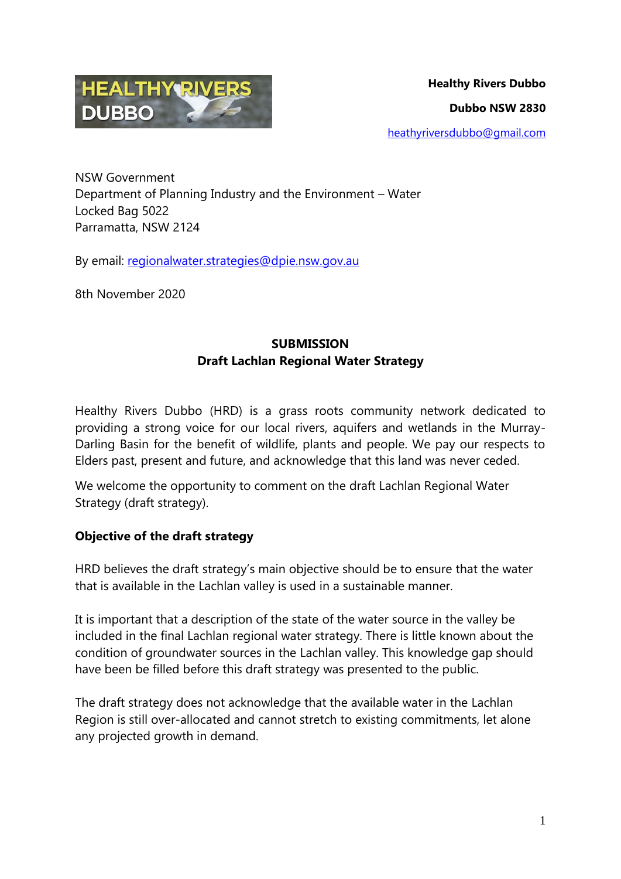**Healthy Rivers Dubbo**

**Dubbo NSW 2830**

heathyriversdubbo@gmail.com

NSW Government
Department of Planning Industry and the Environment – Water
Locked Bag 5022
Parramatta, NSW 2124

By email: regionalwater.strategies@dpie.nsw.gov.au

8th November 2020

**SUBMISSION**
**Draft Lachlan Regional Water Strategy**

Healthy Rivers Dubbo (HRD) is a grass roots community network dedicated to providing a strong voice for our local rivers, aquifers and wetlands in the Murray-Darling Basin for the benefit of wildlife, plants and people. We pay our respects to Elders past, present and future, and acknowledge that this land was never ceded.

We welcome the opportunity to comment on the draft Lachlan Regional Water Strategy (draft strategy).

**Objective of the draft strategy**

HRD believes the draft strategy's main objective should be to ensure that the water that is available in the Lachlan valley is used in a sustainable manner.

It is important that a description of the state of the water source in the valley be included in the final Lachlan regional water strategy. There is little known about the condition of groundwater sources in the Lachlan valley. This knowledge gap should have been be filled before this draft strategy was presented to the public.

The draft strategy does not acknowledge that the available water in the Lachlan Region is still over-allocated and cannot stretch to existing commitments, let alone any projected growth in demand.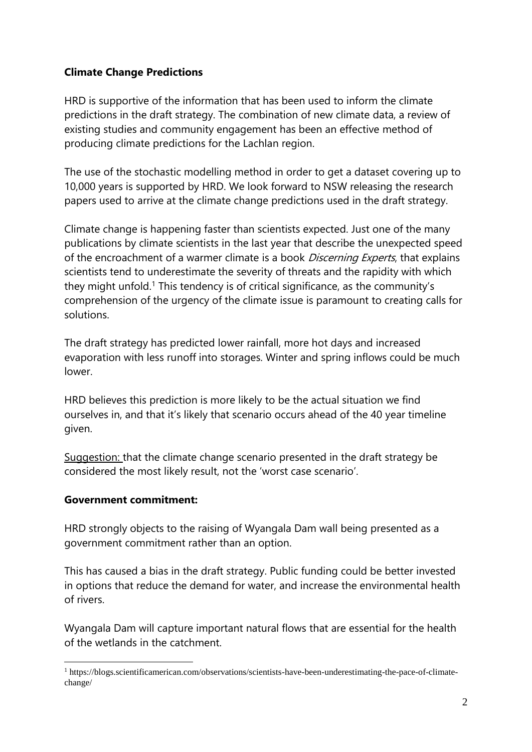**Climate Change Predictions**

HRD is supportive of the information that has been used to inform the climate predictions in the draft strategy. The combination of new climate data, a review of existing studies and community engagement has been an effective method of producing climate predictions for the Lachlan region.

The use of the stochastic modelling method in order to get a dataset covering up to 10,000 years is supported by HRD. We look forward to NSW releasing the research papers used to arrive at the climate change predictions used in the draft strategy.

Climate change is happening faster than scientists expected. Just one of the many publications by climate scientists in the last year that describe the unexpected speed of the encroachment of a warmer climate is a book *Discerning Experts*, that explains scientists tend to underestimate the severity of threats and the rapidity with which they might unfold.[1] This tendency is of critical significance, as the community's comprehension of the urgency of the climate issue is paramount to creating calls for solutions.

The draft strategy has predicted lower rainfall, more hot days and increased evaporation with less runoff into storages. Winter and spring inflows could be much lower.

HRD believes this prediction is more likely to be the actual situation we find ourselves in, and that it's likely that scenario occurs ahead of the 40 year timeline given.

Suggestion: that the climate change scenario presented in the draft strategy be considered the most likely result, not the 'worst case scenario'.

**Government commitment:**

HRD strongly objects to the raising of Wyangala Dam wall being presented as a government commitment rather than an option.

This has caused a bias in the draft strategy. Public funding could be better invested in options that reduce the demand for water, and increase the environmental health of rivers.

Wyangala Dam will capture important natural flows that are essential for the health of the wetlands in the catchment.

[1] https://blogs.scientificamerican.com/observations/scientists-have-been-underestimating-the-pace-of-climate-change/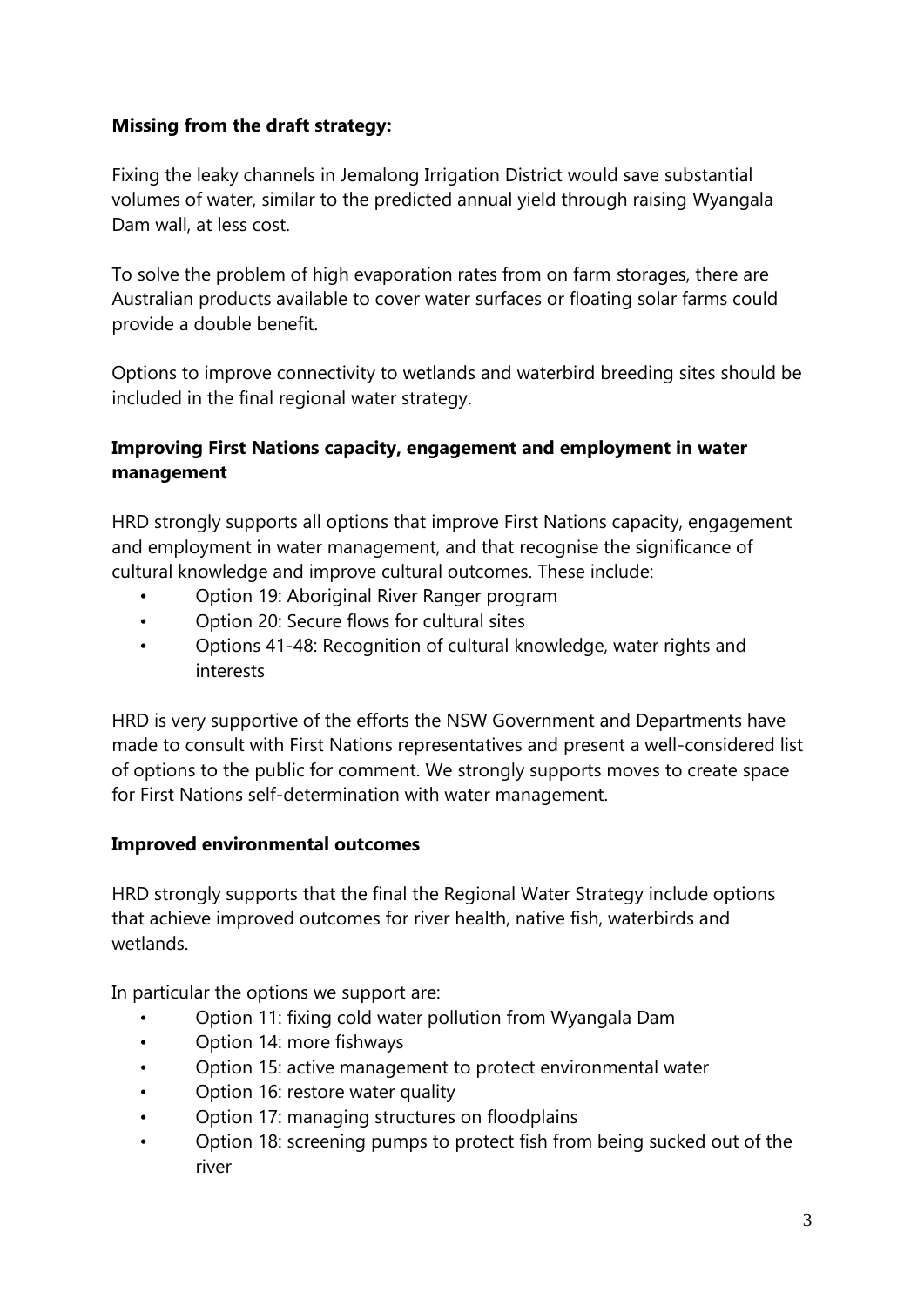**Missing from the draft strategy:**

Fixing the leaky channels in Jemalong Irrigation District would save substantial volumes of water, similar to the predicted annual yield through raising Wyangala Dam wall, at less cost.

To solve the problem of high evaporation rates from on farm storages, there are Australian products available to cover water surfaces or floating solar farms could provide a double benefit.

Options to improve connectivity to wetlands and waterbird breeding sites should be included in the final regional water strategy.

**Improving First Nations capacity, engagement and employment in water management**

HRD strongly supports all options that improve First Nations capacity, engagement and employment in water management, and that recognise the significance of cultural knowledge and improve cultural outcomes. These include:

- Option 19: Aboriginal River Ranger program
- Option 20: Secure flows for cultural sites
- Options 41-48: Recognition of cultural knowledge, water rights and interests

HRD is very supportive of the efforts the NSW Government and Departments have made to consult with First Nations representatives and present a well-considered list of options to the public for comment. We strongly supports moves to create space for First Nations self-determination with water management.

**Improved environmental outcomes**

HRD strongly supports that the final the Regional Water Strategy include options that achieve improved outcomes for river health, native fish, waterbirds and wetlands.

In particular the options we support are:

- Option 11: fixing cold water pollution from Wyangala Dam
- Option 14: more fishways
- Option 15: active management to protect environmental water
- Option 16: restore water quality
- Option 17: managing structures on floodplains
- Option 18: screening pumps to protect fish from being sucked out of the river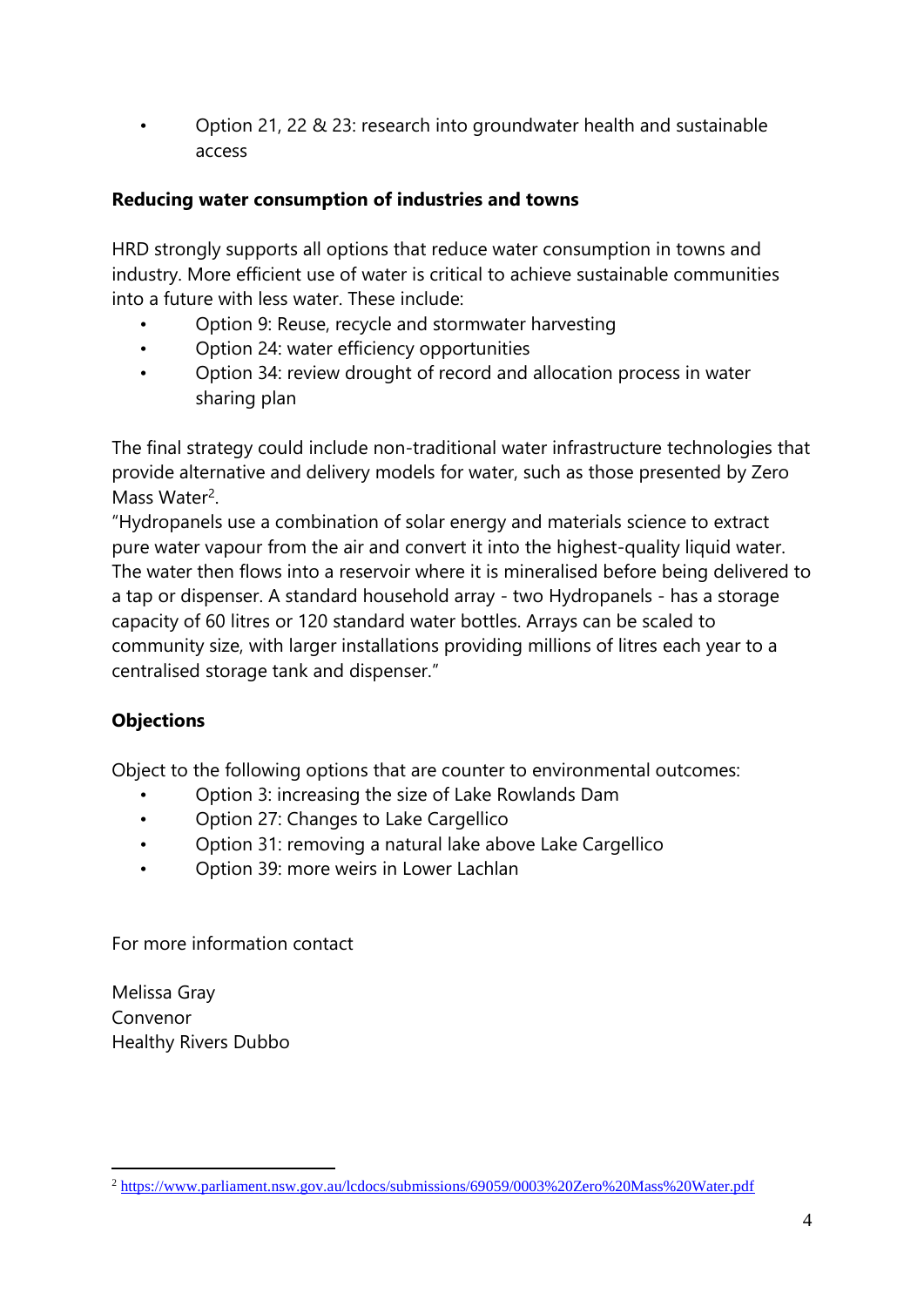- Option 21, 22 & 23: research into groundwater health and sustainable access

**Reducing water consumption of industries and towns**

HRD strongly supports all options that reduce water consumption in towns and industry. More efficient use of water is critical to achieve sustainable communities into a future with less water. These include:

- Option 9: Reuse, recycle and stormwater harvesting
- Option 24: water efficiency opportunities
- Option 34: review drought of record and allocation process in water sharing plan

The final strategy could include non-traditional water infrastructure technologies that provide alternative and delivery models for water, such as those presented by Zero Mass Water[2].

"Hydropanels use a combination of solar energy and materials science to extract pure water vapour from the air and convert it into the highest-quality liquid water. The water then flows into a reservoir where it is mineralised before being delivered to a tap or dispenser. A standard household array - two Hydropanels - has a storage capacity of 60 litres or 120 standard water bottles. Arrays can be scaled to community size, with larger installations providing millions of litres each year to a centralised storage tank and dispenser."

**Objections**

Object to the following options that are counter to environmental outcomes:

- Option 3: increasing the size of Lake Rowlands Dam
- Option 27: Changes to Lake Cargellico
- Option 31: removing a natural lake above Lake Cargellico
- Option 39: more weirs in Lower Lachlan

For more information contact

Melissa Gray
Convenor
Healthy Rivers Dubbo

[2] https://www.parliament.nsw.gov.au/lcdocs/submissions/69059/0003%20Zero%20Mass%20Water.pdf